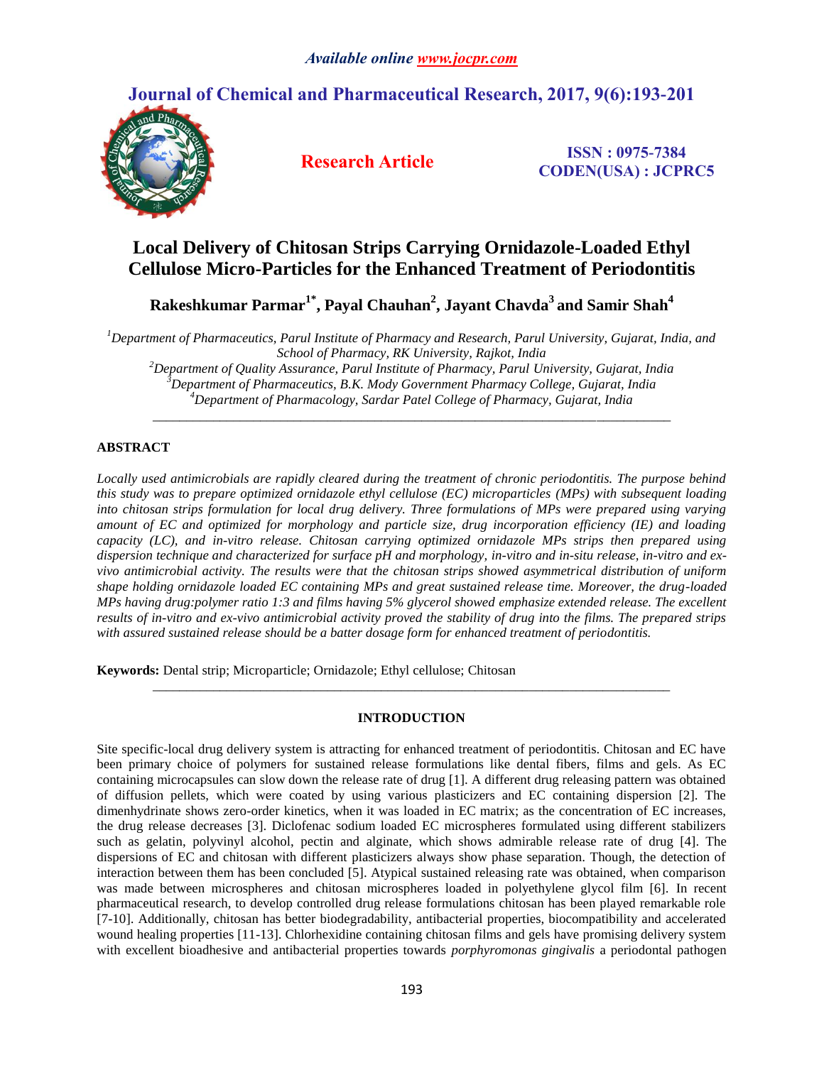*Available online www.jocpr.com*

# Journal of Chemical and Pharmaceutical Research, 2017, 9(6):193-201

**Research Article**

**ISSN : 0975-7384**
**CODEN(USA) : JCPRC5**

# Local Delivery of Chitosan Strips Carrying Ornidazole-Loaded Ethyl Cellulose Micro-Particles for the Enhanced Treatment of Periodontitis

**Rakeshkumar Parmar[1*], Payal Chauhan[2], Jayant Chavda[3] and Samir Shah[4]**

*[1]Department of Pharmaceutics, Parul Institute of Pharmacy and Research, Parul University, Gujarat, India, and School of Pharmacy, RK University, Rajkot, India*
*[2]Department of Quality Assurance, Parul Institute of Pharmacy, Parul University, Gujarat, India*
*[3]Department of Pharmaceutics, B.K. Mody Government Pharmacy College, Gujarat, India*
*[4]Department of Pharmacology, Sardar Patel College of Pharmacy, Gujarat, India*

---

## ABSTRACT

*Locally used antimicrobials are rapidly cleared during the treatment of chronic periodontitis. The purpose behind this study was to prepare optimized ornidazole ethyl cellulose (EC) microparticles (MPs) with subsequent loading into chitosan strips formulation for local drug delivery. Three formulations of MPs were prepared using varying amount of EC and optimized for morphology and particle size, drug incorporation efficiency (IE) and loading capacity (LC), and in-vitro release. Chitosan carrying optimized ornidazole MPs strips then prepared using dispersion technique and characterized for surface pH and morphology, in-vitro and in-situ release, in-vitro and ex-vivo antimicrobial activity. The results were that the chitosan strips showed asymmetrical distribution of uniform shape holding ornidazole loaded EC containing MPs and great sustained release time. Moreover, the drug-loaded MPs having drug:polymer ratio 1:3 and films having 5% glycerol showed emphasize extended release. The excellent results of in-vitro and ex-vivo antimicrobial activity proved the stability of drug into the films. The prepared strips with assured sustained release should be a batter dosage form for enhanced treatment of periodontitis.*

**Keywords:** Dental strip; Microparticle; Ornidazole; Ethyl cellulose; Chitosan

---

## INTRODUCTION

Site specific-local drug delivery system is attracting for enhanced treatment of periodontitis. Chitosan and EC have been primary choice of polymers for sustained release formulations like dental fibers, films and gels. As EC containing microcapsules can slow down the release rate of drug [1]. A different drug releasing pattern was obtained of diffusion pellets, which were coated by using various plasticizers and EC containing dispersion [2]. The dimenhydrinate shows zero-order kinetics, when it was loaded in EC matrix; as the concentration of EC increases, the drug release decreases [3]. Diclofenac sodium loaded EC microspheres formulated using different stabilizers such as gelatin, polyvinyl alcohol, pectin and alginate, which shows admirable release rate of drug [4]. The dispersions of EC and chitosan with different plasticizers always show phase separation. Though, the detection of interaction between them has been concluded [5]. Atypical sustained releasing rate was obtained, when comparison was made between microspheres and chitosan microspheres loaded in polyethylene glycol film [6]. In recent pharmaceutical research, to develop controlled drug release formulations chitosan has been played remarkable role [7-10]. Additionally, chitosan has better biodegradability, antibacterial properties, biocompatibility and accelerated wound healing properties [11-13]. Chlorhexidine containing chitosan films and gels have promising delivery system with excellent bioadhesive and antibacterial properties towards *porphyromonas gingivalis* a periodontal pathogen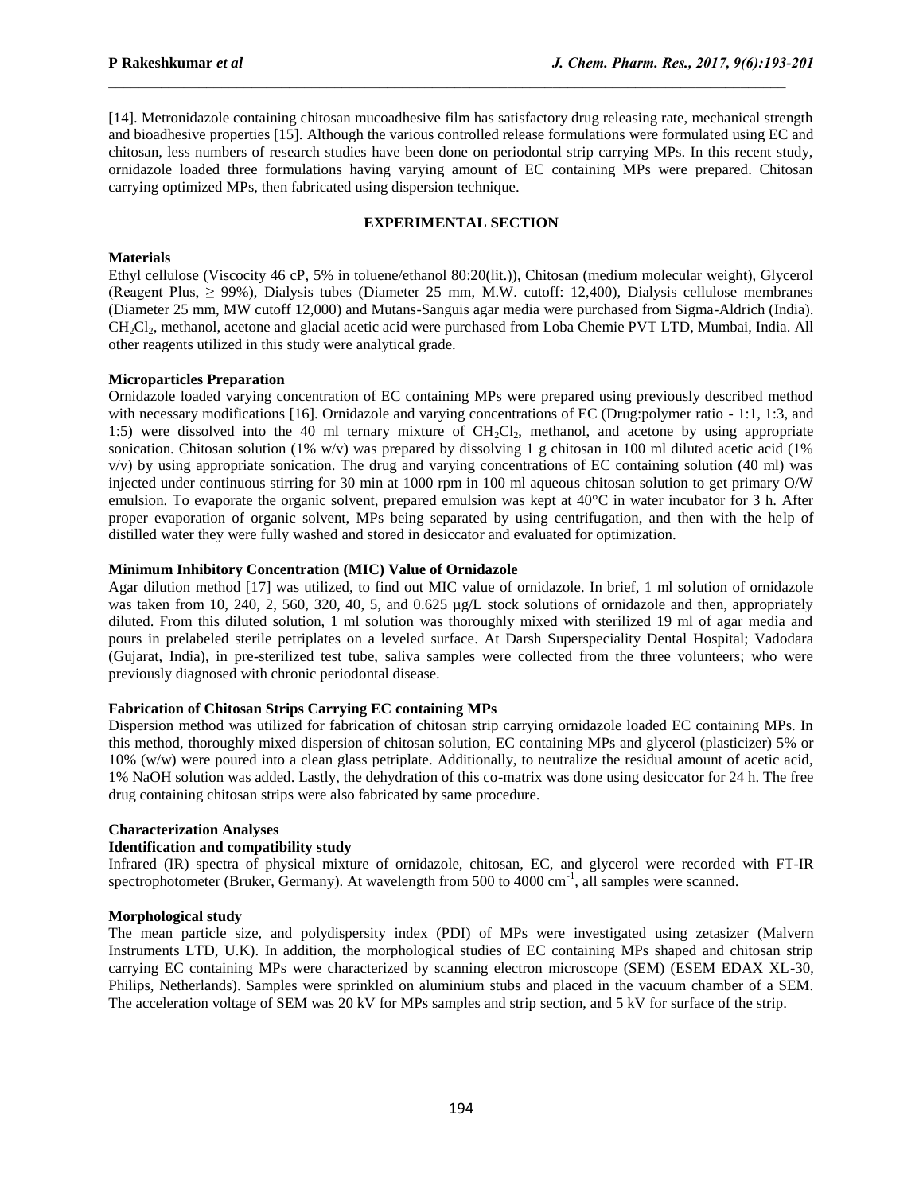[14]. Metronidazole containing chitosan mucoadhesive film has satisfactory drug releasing rate, mechanical strength and bioadhesive properties [15]. Although the various controlled release formulations were formulated using EC and chitosan, less numbers of research studies have been done on periodontal strip carrying MPs. In this recent study, ornidazole loaded three formulations having varying amount of EC containing MPs were prepared. Chitosan carrying optimized MPs, then fabricated using dispersion technique.

## EXPERIMENTAL SECTION

### Materials

Ethyl cellulose (Viscocity 46 cP, 5% in toluene/ethanol 80:20(lit.)), Chitosan (medium molecular weight), Glycerol (Reagent Plus, ≥ 99%), Dialysis tubes (Diameter 25 mm, M.W. cutoff: 12,400), Dialysis cellulose membranes (Diameter 25 mm, MW cutoff 12,000) and Mutans-Sanguis agar media were purchased from Sigma-Aldrich (India). $CH_2Cl_2$, methanol, acetone and glacial acetic acid were purchased from Loba Chemie PVT LTD, Mumbai, India. All other reagents utilized in this study were analytical grade.

### Microparticles Preparation

Ornidazole loaded varying concentration of EC containing MPs were prepared using previously described method with necessary modifications [16]. Ornidazole and varying concentrations of EC (Drug:polymer ratio - 1:1, 1:3, and 1:5) were dissolved into the 40 ml ternary mixture of $CH_2Cl_2$, methanol, and acetone by using appropriate sonication. Chitosan solution (1% w/v) was prepared by dissolving 1 g chitosan in 100 ml diluted acetic acid (1% v/v) by using appropriate sonication. The drug and varying concentrations of EC containing solution (40 ml) was injected under continuous stirring for 30 min at 1000 rpm in 100 ml aqueous chitosan solution to get primary O/W emulsion. To evaporate the organic solvent, prepared emulsion was kept at 40°C in water incubator for 3 h. After proper evaporation of organic solvent, MPs being separated by using centrifugation, and then with the help of distilled water they were fully washed and stored in desiccator and evaluated for optimization.

### Minimum Inhibitory Concentration (MIC) Value of Ornidazole

Agar dilution method [17] was utilized, to find out MIC value of ornidazole. In brief, 1 ml solution of ornidazole was taken from 10, 240, 2, 560, 320, 40, 5, and 0.625 µg/L stock solutions of ornidazole and then, appropriately diluted. From this diluted solution, 1 ml solution was thoroughly mixed with sterilized 19 ml of agar media and pours in prelabeled sterile petriplates on a leveled surface. At Darsh Superspeciality Dental Hospital; Vadodara (Gujarat, India), in pre-sterilized test tube, saliva samples were collected from the three volunteers; who were previously diagnosed with chronic periodontal disease.

### Fabrication of Chitosan Strips Carrying EC containing MPs

Dispersion method was utilized for fabrication of chitosan strip carrying ornidazole loaded EC containing MPs. In this method, thoroughly mixed dispersion of chitosan solution, EC containing MPs and glycerol (plasticizer) 5% or 10% (w/w) were poured into a clean glass petriplate. Additionally, to neutralize the residual amount of acetic acid, 1% NaOH solution was added. Lastly, the dehydration of this co-matrix was done using desiccator for 24 h. The free drug containing chitosan strips were also fabricated by same procedure.

### Characterization Analyses

#### Identification and compatibility study

Infrared (IR) spectra of physical mixture of ornidazole, chitosan, EC, and glycerol were recorded with FT-IR spectrophotometer (Bruker, Germany). At wavelength from 500 to 4000 $cm^{-1}$, all samples were scanned.

#### Morphological study

The mean particle size, and polydispersity index (PDI) of MPs were investigated using zetasizer (Malvern Instruments LTD, U.K). In addition, the morphological studies of EC containing MPs shaped and chitosan strip carrying EC containing MPs were characterized by scanning electron microscope (SEM) (ESEM EDAX XL-30, Philips, Netherlands). Samples were sprinkled on aluminium stubs and placed in the vacuum chamber of a SEM. The acceleration voltage of SEM was 20 kV for MPs samples and strip section, and 5 kV for surface of the strip.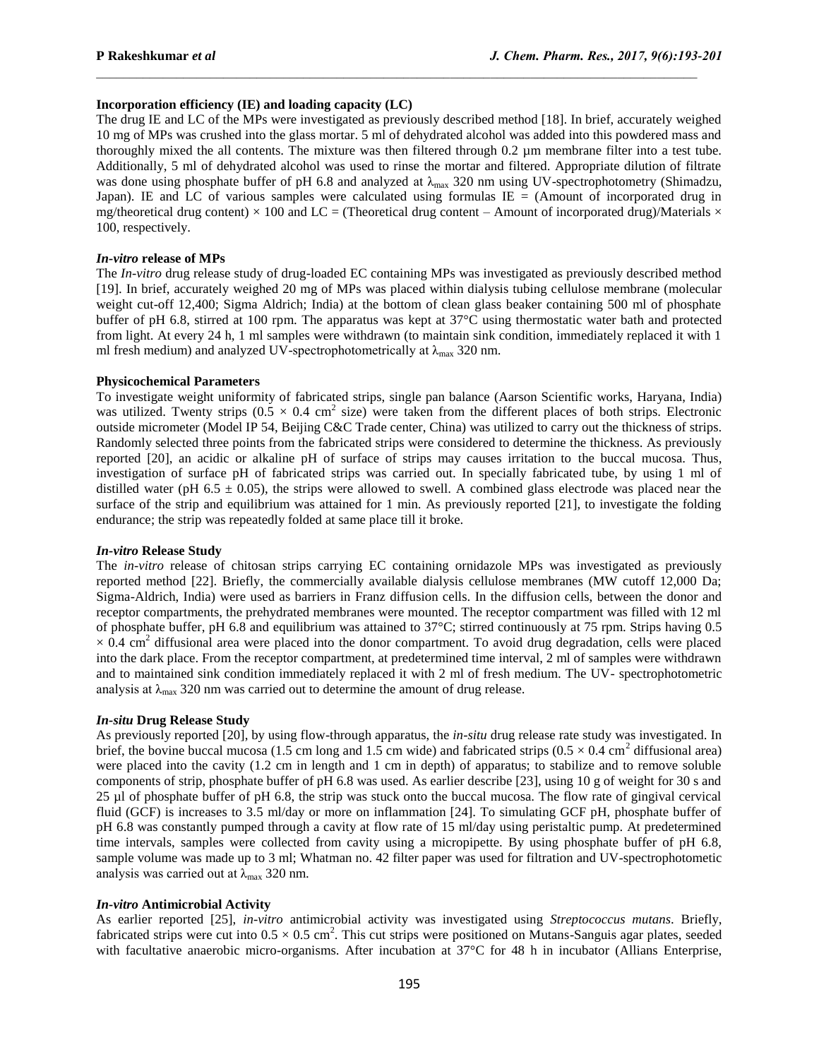**Incorporation efficiency (IE) and loading capacity (LC)**

The drug IE and LC of the MPs were investigated as previously described method [18]. In brief, accurately weighed 10 mg of MPs was crushed into the glass mortar. 5 ml of dehydrated alcohol was added into this powdered mass and thoroughly mixed the all contents. The mixture was then filtered through 0.2 µm membrane filter into a test tube. Additionally, 5 ml of dehydrated alcohol was used to rinse the mortar and filtered. Appropriate dilution of filtrate was done using phosphate buffer of pH 6.8 and analyzed at $\lambda_{max}$ 320 nm using UV-spectrophotometry (Shimadzu, Japan). IE and LC of various samples were calculated using formulas IE = (Amount of incorporated drug in mg/theoretical drug content) × 100 and LC = (Theoretical drug content – Amount of incorporated drug)/Materials × 100, respectively.

***In-vitro* release of MPs**

The *In-vitro* drug release study of drug-loaded EC containing MPs was investigated as previously described method [19]. In brief, accurately weighed 20 mg of MPs was placed within dialysis tubing cellulose membrane (molecular weight cut-off 12,400; Sigma Aldrich; India) at the bottom of clean glass beaker containing 500 ml of phosphate buffer of pH 6.8, stirred at 100 rpm. The apparatus was kept at 37°C using thermostatic water bath and protected from light. At every 24 h, 1 ml samples were withdrawn (to maintain sink condition, immediately replaced it with 1 ml fresh medium) and analyzed UV-spectrophotometrically at $\lambda_{max}$ 320 nm.

**Physicochemical Parameters**

To investigate weight uniformity of fabricated strips, single pan balance (Aarson Scientific works, Haryana, India) was utilized. Twenty strips ($0.5 \times 0.4$ cm$^2$ size) were taken from the different places of both strips. Electronic outside micrometer (Model IP 54, Beijing C&C Trade center, China) was utilized to carry out the thickness of strips. Randomly selected three points from the fabricated strips were considered to determine the thickness. As previously reported [20], an acidic or alkaline pH of surface of strips may causes irritation to the buccal mucosa. Thus, investigation of surface pH of fabricated strips was carried out. In specially fabricated tube, by using 1 ml of distilled water (pH $6.5 \pm 0.05$), the strips were allowed to swell. A combined glass electrode was placed near the surface of the strip and equilibrium was attained for 1 min. As previously reported [21], to investigate the folding endurance; the strip was repeatedly folded at same place till it broke.

***In-vitro* Release Study**

The *in-vitro* release of chitosan strips carrying EC containing ornidazole MPs was investigated as previously reported method [22]. Briefly, the commercially available dialysis cellulose membranes (MW cutoff 12,000 Da; Sigma-Aldrich, India) were used as barriers in Franz diffusion cells. In the diffusion cells, between the donor and receptor compartments, the prehydrated membranes were mounted. The receptor compartment was filled with 12 ml of phosphate buffer, pH 6.8 and equilibrium was attained to 37°C; stirred continuously at 75 rpm. Strips having $0.5 \times 0.4$ cm$^2$ diffusional area were placed into the donor compartment. To avoid drug degradation, cells were placed into the dark place. From the receptor compartment, at predetermined time interval, 2 ml of samples were withdrawn and to maintained sink condition immediately replaced it with 2 ml of fresh medium. The UV- spectrophotometric analysis at $\lambda_{max}$ 320 nm was carried out to determine the amount of drug release.

***In-situ* Drug Release Study**

As previously reported [20], by using flow-through apparatus, the *in-situ* drug release rate study was investigated. In brief, the bovine buccal mucosa (1.5 cm long and 1.5 cm wide) and fabricated strips ($0.5 \times 0.4$ cm$^2$ diffusional area) were placed into the cavity (1.2 cm in length and 1 cm in depth) of apparatus; to stabilize and to remove soluble components of strip, phosphate buffer of pH 6.8 was used. As earlier describe [23], using 10 g of weight for 30 s and 25 µl of phosphate buffer of pH 6.8, the strip was stuck onto the buccal mucosa. The flow rate of gingival cervical fluid (GCF) is increases to 3.5 ml/day or more on inflammation [24]. To simulating GCF pH, phosphate buffer of pH 6.8 was constantly pumped through a cavity at flow rate of 15 ml/day using peristaltic pump. At predetermined time intervals, samples were collected from cavity using a micropipette. By using phosphate buffer of pH 6.8, sample volume was made up to 3 ml; Whatman no. 42 filter paper was used for filtration and UV-spectrophotometic analysis was carried out at $\lambda_{max}$ 320 nm.

***In-vitro* Antimicrobial Activity**

As earlier reported [25], *in-vitro* antimicrobial activity was investigated using *Streptococcus mutans*. Briefly, fabricated strips were cut into $0.5 \times 0.5$ cm$^2$. This cut strips were positioned on Mutans-Sanguis agar plates, seeded with facultative anaerobic micro-organisms. After incubation at 37°C for 48 h in incubator (Allians Enterprise,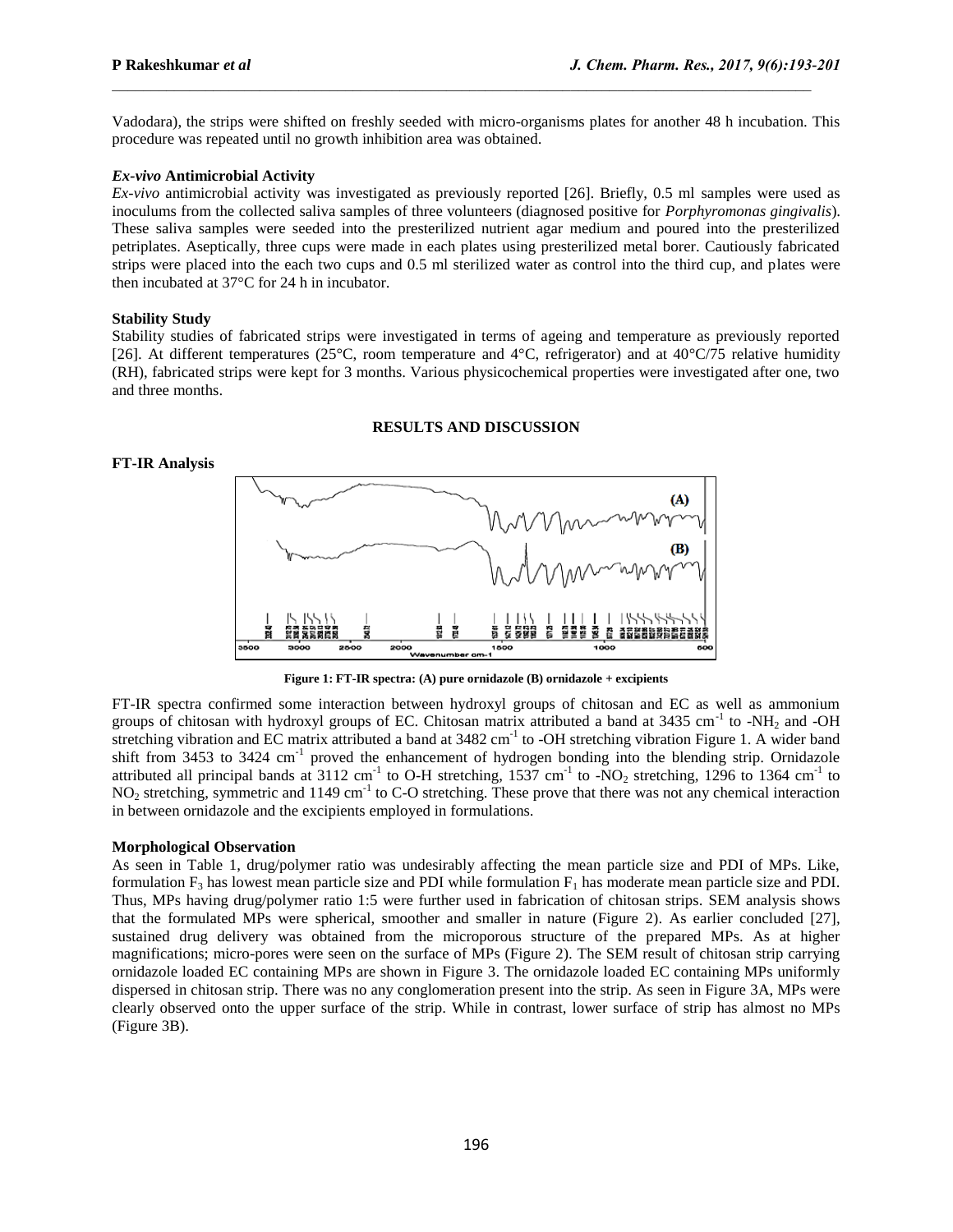Vadodara), the strips were shifted on freshly seeded with micro-organisms plates for another 48 h incubation. This procedure was repeated until no growth inhibition area was obtained.

### *Ex-vivo* Antimicrobial Activity

*Ex-vivo* antimicrobial activity was investigated as previously reported [26]. Briefly, 0.5 ml samples were used as inoculums from the collected saliva samples of three volunteers (diagnosed positive for *Porphyromonas gingivalis*). These saliva samples were seeded into the presterilized nutrient agar medium and poured into the presterilized petriplates. Aseptically, three cups were made in each plates using presterilized metal borer. Cautiously fabricated strips were placed into the each two cups and 0.5 ml sterilized water as control into the third cup, and plates were then incubated at 37°C for 24 h in incubator.

### Stability Study

Stability studies of fabricated strips were investigated in terms of ageing and temperature as previously reported [26]. At different temperatures (25°C, room temperature and 4°C, refrigerator) and at 40°C/75 relative humidity (RH), fabricated strips were kept for 3 months. Various physicochemical properties were investigated after one, two and three months.

## RESULTS AND DISCUSSION

### FT-IR Analysis

Figure 1: FT-IR spectra: (A) pure ornidazole (B) ornidazole + excipients

FT-IR spectra confirmed some interaction between hydroxyl groups of chitosan and EC as well as ammonium groups of chitosan with hydroxyl groups of EC. Chitosan matrix attributed a band at 3435 $cm^{-1}$ to $-NH_2$ and -OH stretching vibration and EC matrix attributed a band at 3482 $cm^{-1}$ to -OH stretching vibration Figure 1. A wider band shift from 3453 to 3424 $cm^{-1}$ proved the enhancement of hydrogen bonding into the blending strip. Ornidazole attributed all principal bands at 3112 $cm^{-1}$ to O-H stretching, 1537 $cm^{-1}$ to $-NO_2$ stretching, 1296 to 1364 $cm^{-1}$ to $NO_2$ stretching, symmetric and 1149 $cm^{-1}$ to C-O stretching. These prove that there was not any chemical interaction in between ornidazole and the excipients employed in formulations.

### Morphological Observation

As seen in Table 1, drug/polymer ratio was undesirably affecting the mean particle size and PDI of MPs. Like, formulation $F_3$ has lowest mean particle size and PDI while formulation $F_1$ has moderate mean particle size and PDI. Thus, MPs having drug/polymer ratio 1:5 were further used in fabrication of chitosan strips. SEM analysis shows that the formulated MPs were spherical, smoother and smaller in nature (Figure 2). As earlier concluded [27], sustained drug delivery was obtained from the microporous structure of the prepared MPs. As at higher magnifications; micro-pores were seen on the surface of MPs (Figure 2). The SEM result of chitosan strip carrying ornidazole loaded EC containing MPs are shown in Figure 3. The ornidazole loaded EC containing MPs uniformly dispersed in chitosan strip. There was no any conglomeration present into the strip. As seen in Figure 3A, MPs were clearly observed onto the upper surface of the strip. While in contrast, lower surface of strip has almost no MPs (Figure 3B).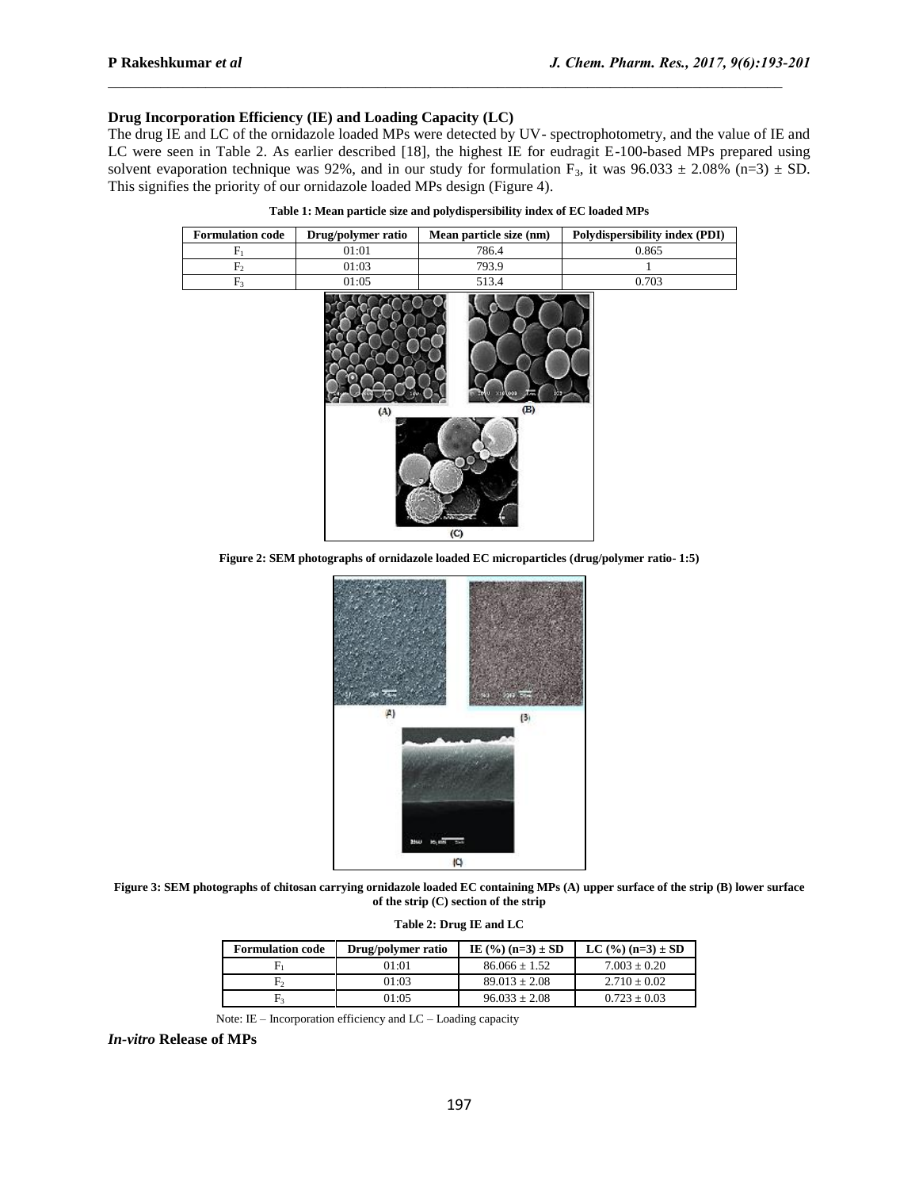### Drug Incorporation Efficiency (IE) and Loading Capacity (LC)

The drug IE and LC of the ornidazole loaded MPs were detected by UV- spectrophotometry, and the value of IE and LC were seen in Table 2. As earlier described [18], the highest IE for eudragit E-100-based MPs prepared using solvent evaporation technique was 92%, and in our study for formulation $F_3$, it was $96.033 \pm 2.08\%$ (n=3) $\pm$ SD. This signifies the priority of our ornidazole loaded MPs design (Figure 4).

**Table 1: Mean particle size and polydispersibility index of EC loaded MPs**

| Formulation code | Drug/polymer ratio | Mean particle size (nm) | Polydispersibility index (PDI) |
|---|---|---|---|
| $F_1$ | 01:01 | 786.4 | 0.865 |
| $F_2$ | 01:03 | 793.9 | 1 |
| $F_3$ | 01:05 | 513.4 | 0.703 |

**Figure 2: SEM photographs of ornidazole loaded EC microparticles (drug/polymer ratio- 1:5)**

**Figure 3: SEM photographs of chitosan carrying ornidazole loaded EC containing MPs (A) upper surface of the strip (B) lower surface of the strip (C) section of the strip**

**Table 2: Drug IE and LC**

| Formulation code | Drug/polymer ratio | IE (%) (n=3) ± SD | LC (%) (n=3) ± SD |
|---|---|---|---|
| $F_1$ | 01:01 | $86.066 \pm 1.52$ | $7.003 \pm 0.20$ |
| $F_2$ | 01:03 | $89.013 \pm 2.08$ | $2.710 \pm 0.02$ |
| $F_3$ | 01:05 | $96.033 \pm 2.08$ | $0.723 \pm 0.03$ |

Note: IE – Incorporation efficiency and LC – Loading capacity

### *In-vitro* Release of MPs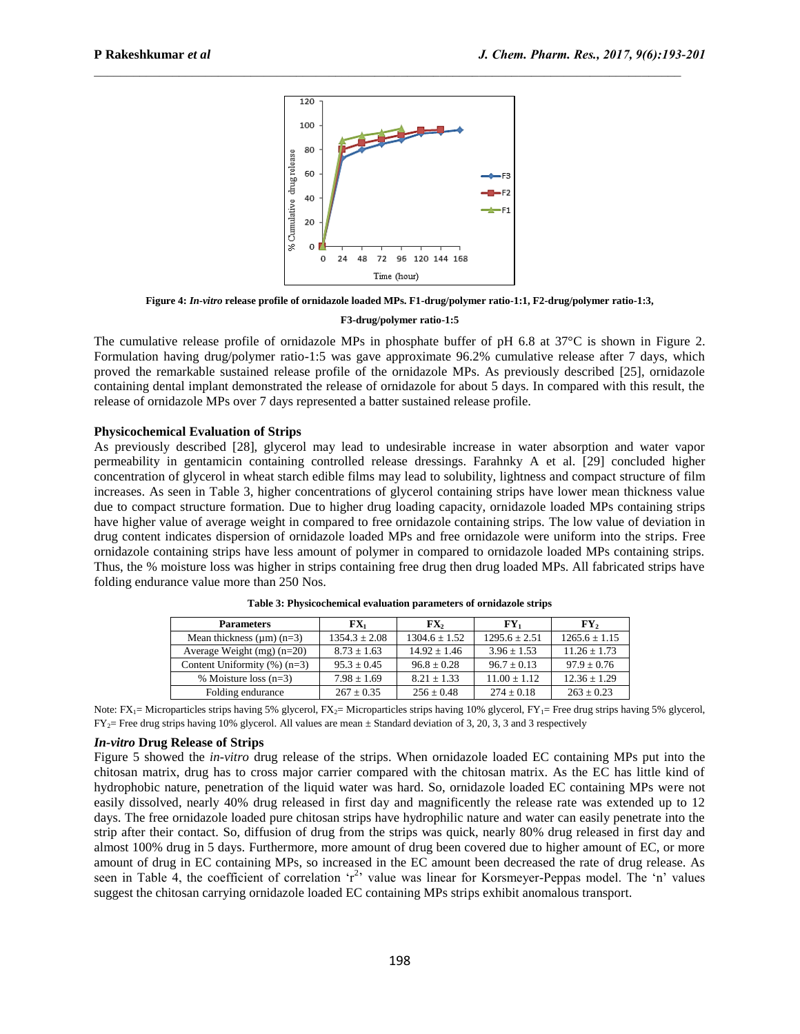**Figure 4: *In-vitro* release profile of ornidazole loaded MPs. F1-drug/polymer ratio-1:1, F2-drug/polymer ratio-1:3, F3-drug/polymer ratio-1:5**

The cumulative release profile of ornidazole MPs in phosphate buffer of pH 6.8 at 37°C is shown in Figure 2. Formulation having drug/polymer ratio-1:5 was gave approximate 96.2% cumulative release after 7 days, which proved the remarkable sustained release profile of the ornidazole MPs. As previously described [25], ornidazole containing dental implant demonstrated the release of ornidazole for about 5 days. In compared with this result, the release of ornidazole MPs over 7 days represented a batter sustained release profile.

### Physicochemical Evaluation of Strips

As previously described [28], glycerol may lead to undesirable increase in water absorption and water vapor permeability in gentamicin containing controlled release dressings. Farahnky A et al. [29] concluded higher concentration of glycerol in wheat starch edible films may lead to solubility, lightness and compact structure of film increases. As seen in Table 3, higher concentrations of glycerol containing strips have lower mean thickness value due to compact structure formation. Due to higher drug loading capacity, ornidazole loaded MPs containing strips have higher value of average weight in compared to free ornidazole containing strips. The low value of deviation in drug content indicates dispersion of ornidazole loaded MPs and free ornidazole were uniform into the strips. Free ornidazole containing strips have less amount of polymer in compared to ornidazole loaded MPs containing strips. Thus, the % moisture loss was higher in strips containing free drug then drug loaded MPs. All fabricated strips have folding endurance value more than 250 Nos.

**Table 3: Physicochemical evaluation parameters of ornidazole strips**

| Parameters | $FX_1$ | $FX_2$ | $FY_1$ | $FY_2$ |
|---|---|---|---|---|
| Mean thickness (µm) (n=3) | 1354.3 ± 2.08 | 1304.6 ± 1.52 | 1295.6 ± 2.51 | 1265.6 ± 1.15 |
| Average Weight (mg) (n=20) | 8.73 ± 1.63 | 14.92 ± 1.46 | 3.96 ± 1.53 | 11.26 ± 1.73 |
| Content Uniformity (%) (n=3) | 95.3 ± 0.45 | 96.8 ± 0.28 | 96.7 ± 0.13 | 97.9 ± 0.76 |
| % Moisture loss (n=3) | 7.98 ± 1.69 | 8.21 ± 1.33 | 11.00 ± 1.12 | 12.36 ± 1.29 |
| Folding endurance | 267 ± 0.35 | 256 ± 0.48 | 274 ± 0.18 | 263 ± 0.23 |

Note: $FX_1$= Microparticles strips having 5% glycerol, $FX_2$= Microparticles strips having 10% glycerol, $FY_1$= Free drug strips having 5% glycerol, $FY_2$= Free drug strips having 10% glycerol. All values are mean ± Standard deviation of 3, 20, 3, 3 and 3 respectively

### *In-vitro* Drug Release of Strips

Figure 5 showed the *in-vitro* drug release of the strips. When ornidazole loaded EC containing MPs put into the chitosan matrix, drug has to cross major carrier compared with the chitosan matrix. As the EC has little kind of hydrophobic nature, penetration of the liquid water was hard. So, ornidazole loaded EC containing MPs were not easily dissolved, nearly 40% drug released in first day and magnificently the release rate was extended up to 12 days. The free ornidazole loaded pure chitosan strips have hydrophilic nature and water can easily penetrate into the strip after their contact. So, diffusion of drug from the strips was quick, nearly 80% drug released in first day and almost 100% drug in 5 days. Furthermore, more amount of drug been covered due to higher amount of EC, or more amount of drug in EC containing MPs, so increased in the EC amount been decreased the rate of drug release. As seen in Table 4, the coefficient of correlation '$r^2$' value was linear for Korsmeyer-Peppas model. The 'n' values suggest the chitosan carrying ornidazole loaded EC containing MPs strips exhibit anomalous transport.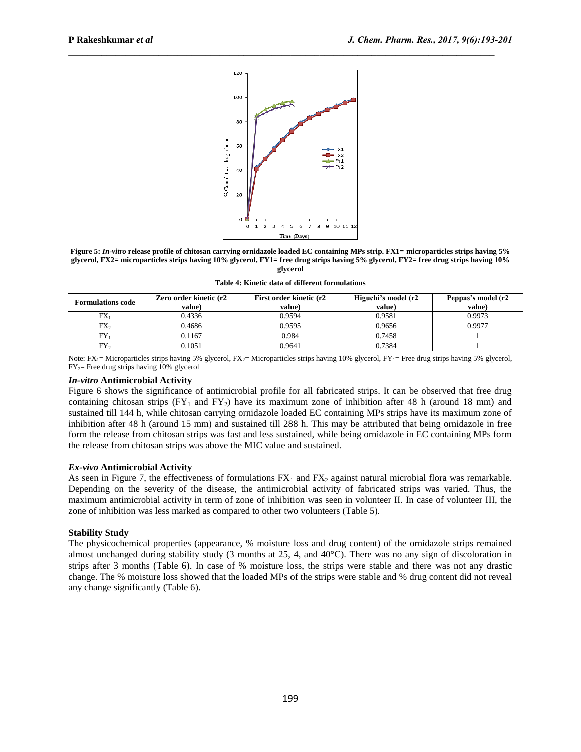**Figure 5:** ***In-vitro*** **release profile of chitosan carrying ornidazole loaded EC containing MPs strip. FX1= microparticles strips having 5% glycerol, FX2= microparticles strips having 10% glycerol, FY1= free drug strips having 5% glycerol, FY2= free drug strips having 10% glycerol**

**Table 4: Kinetic data of different formulations**

| Formulations code | Zero order kinetic (r2 value) | First order kinetic (r2 value) | Higuchi's model (r2 value) | Peppas's model (r2 value) |
|---|---|---|---|---|
| $FX_1$ | 0.4336 | 0.9594 | 0.9581 | 0.9973 |
| $FX_2$ | 0.4686 | 0.9595 | 0.9656 | 0.9977 |
| $FY_1$ | 0.1167 | 0.984 | 0.7458 | 1 |
| $FY_2$ | 0.1051 | 0.9641 | 0.7384 | 1 |

Note: $FX_1$= Microparticles strips having 5% glycerol, $FX_2$= Microparticles strips having 10% glycerol, $FY_1$= Free drug strips having 5% glycerol, $FY_2$= Free drug strips having 10% glycerol

### *In-vitro* Antimicrobial Activity

Figure 6 shows the significance of antimicrobial profile for all fabricated strips. It can be observed that free drug containing chitosan strips ($FY_1$ and $FY_2$) have its maximum zone of inhibition after 48 h (around 18 mm) and sustained till 144 h, while chitosan carrying ornidazole loaded EC containing MPs strips have its maximum zone of inhibition after 48 h (around 15 mm) and sustained till 288 h. This may be attributed that being ornidazole in free form the release from chitosan strips was fast and less sustained, while being ornidazole in EC containing MPs form the release from chitosan strips was above the MIC value and sustained.

### *Ex-vivo* Antimicrobial Activity

As seen in Figure 7, the effectiveness of formulations $FX_1$ and $FX_2$ against natural microbial flora was remarkable. Depending on the severity of the disease, the antimicrobial activity of fabricated strips was varied. Thus, the maximum antimicrobial activity in term of zone of inhibition was seen in volunteer II. In case of volunteer III, the zone of inhibition was less marked as compared to other two volunteers (Table 5).

### Stability Study

The physicochemical properties (appearance, % moisture loss and drug content) of the ornidazole strips remained almost unchanged during stability study (3 months at 25, 4, and 40°C). There was no any sign of discoloration in strips after 3 months (Table 6). In case of % moisture loss, the strips were stable and there was not any drastic change. The % moisture loss showed that the loaded MPs of the strips were stable and % drug content did not reveal any change significantly (Table 6).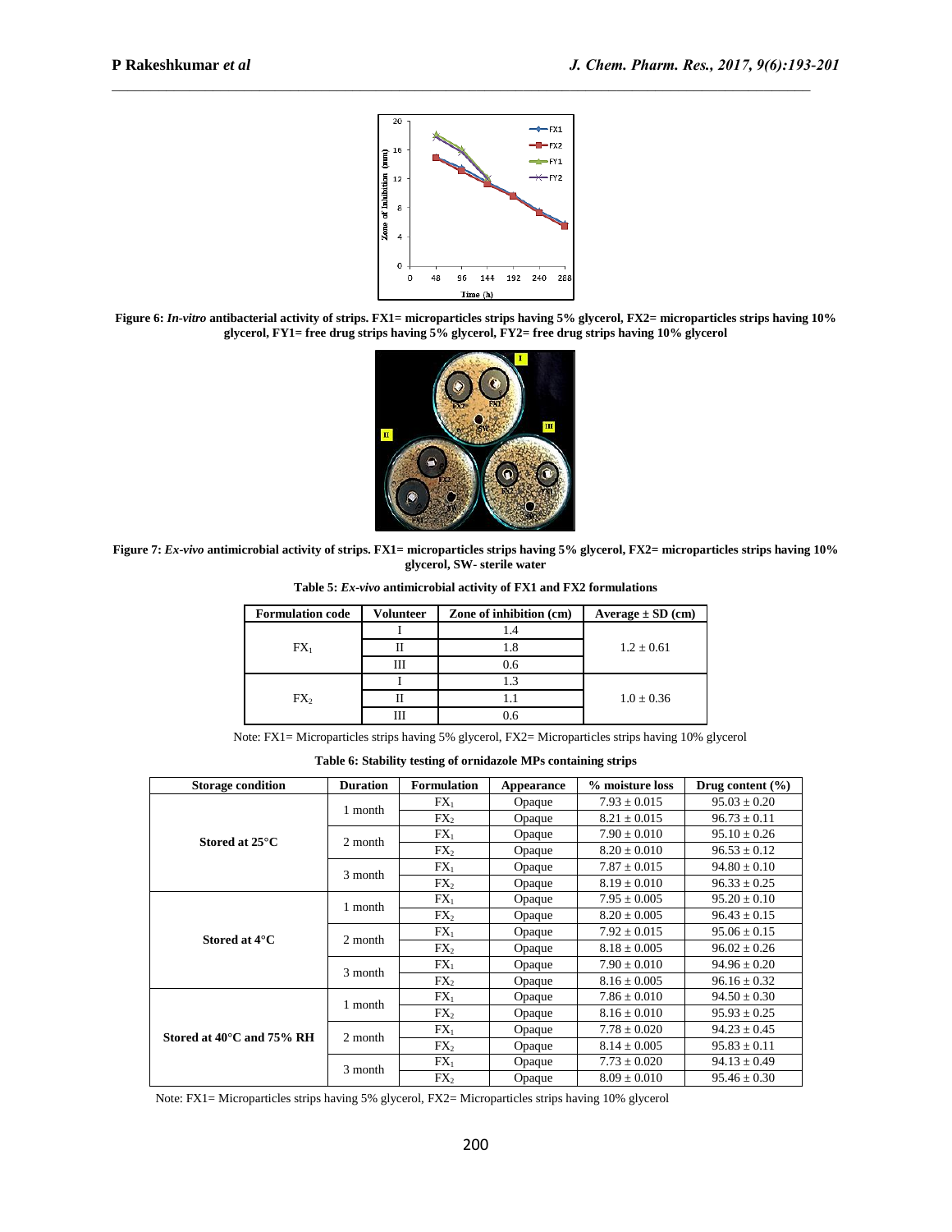**Figure 6:** ***In-vitro*** **antibacterial activity of strips. FX1= microparticles strips having 5% glycerol, FX2= microparticles strips having 10% glycerol, FY1= free drug strips having 5% glycerol, FY2= free drug strips having 10% glycerol**

**Figure 7:** ***Ex-vivo*** **antimicrobial activity of strips. FX1= microparticles strips having 5% glycerol, FX2= microparticles strips having 10% glycerol, SW- sterile water**

**Table 5:** ***Ex-vivo*** **antimicrobial activity of FX1 and FX2 formulations**

| Formulation code | Volunteer | Zone of inhibition (cm) | Average ± SD (cm) |
|---|---|---|---|
| $FX_1$ | I | 1.4 | 1.2 ± 0.61 |
| | II | 1.8 | |
| | III | 0.6 | |
| $FX_2$ | I | 1.3 | 1.0 ± 0.36 |
| | II | 1.1 | |
| | III | 0.6 | |

Note: FX1= Microparticles strips having 5% glycerol, FX2= Microparticles strips having 10% glycerol

**Table 6: Stability testing of ornidazole MPs containing strips**

| Storage condition | Duration | Formulation | Appearance | % moisture loss | Drug content (%) |
|---|---|---|---|---|---|
| Stored at 25°C | 1 month | $FX_1$ | Opaque | 7.93 ± 0.015 | 95.03 ± 0.20 |
| | | $FX_2$ | Opaque | 8.21 ± 0.015 | 96.73 ± 0.11 |
| | 2 month | $FX_1$ | Opaque | 7.90 ± 0.010 | 95.10 ± 0.26 |
| | | $FX_2$ | Opaque | 8.20 ± 0.010 | 96.53 ± 0.12 |
| | 3 month | $FX_1$ | Opaque | 7.87 ± 0.015 | 94.80 ± 0.10 |
| | | $FX_2$ | Opaque | 8.19 ± 0.010 | 96.33 ± 0.25 |
| Stored at 4°C | 1 month | $FX_1$ | Opaque | 7.95 ± 0.005 | 95.20 ± 0.10 |
| | | $FX_2$ | Opaque | 8.20 ± 0.005 | 96.43 ± 0.15 |
| | 2 month | $FX_1$ | Opaque | 7.92 ± 0.015 | 95.06 ± 0.15 |
| | | $FX_2$ | Opaque | 8.18 ± 0.005 | 96.02 ± 0.26 |
| | 3 month | $FX_1$ | Opaque | 7.90 ± 0.010 | 94.96 ± 0.20 |
| | | $FX_2$ | Opaque | 8.16 ± 0.005 | 96.16 ± 0.32 |
| Stored at 40°C and 75% RH | 1 month | $FX_1$ | Opaque | 7.86 ± 0.010 | 94.50 ± 0.30 |
| | | $FX_2$ | Opaque | 8.16 ± 0.010 | 95.93 ± 0.25 |
| | 2 month | $FX_1$ | Opaque | 7.78 ± 0.020 | 94.23 ± 0.45 |
| | | $FX_2$ | Opaque | 8.14 ± 0.005 | 95.83 ± 0.11 |
| | 3 month | $FX_1$ | Opaque | 7.73 ± 0.020 | 94.13 ± 0.49 |
| | | $FX_2$ | Opaque | 8.09 ± 0.010 | 95.46 ± 0.30 |

Note: FX1= Microparticles strips having 5% glycerol, FX2= Microparticles strips having 10% glycerol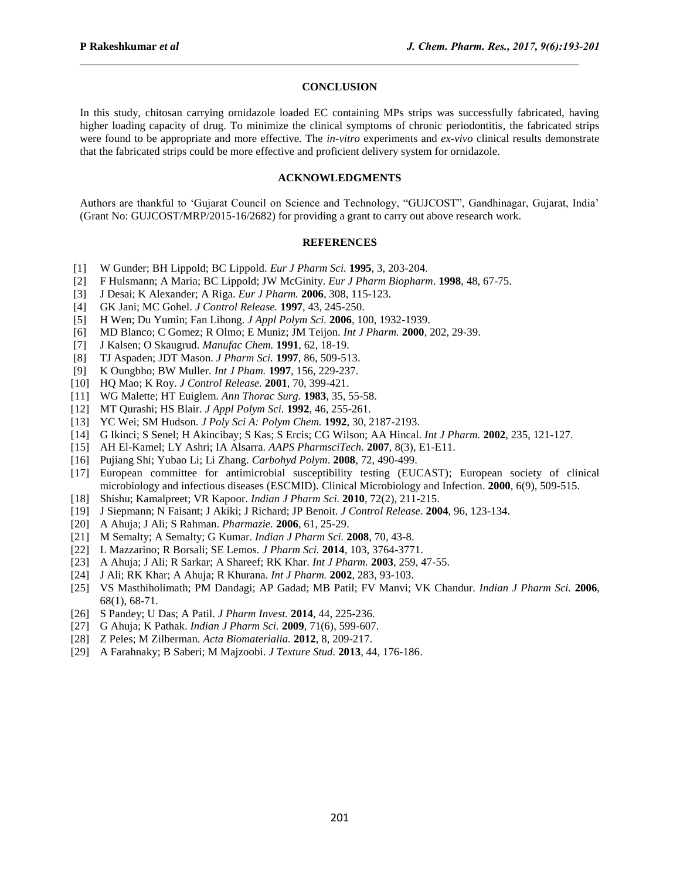## CONCLUSION

In this study, chitosan carrying ornidazole loaded EC containing MPs strips was successfully fabricated, having higher loading capacity of drug. To minimize the clinical symptoms of chronic periodontitis, the fabricated strips were found to be appropriate and more effective. The *in-vitro* experiments and *ex-vivo* clinical results demonstrate that the fabricated strips could be more effective and proficient delivery system for ornidazole.

## ACKNOWLEDGMENTS

Authors are thankful to 'Gujarat Council on Science and Technology, "GUJCOST", Gandhinagar, Gujarat, India' (Grant No: GUJCOST/MRP/2015-16/2682) for providing a grant to carry out above research work.

## REFERENCES

[1] W Gunder; BH Lippold; BC Lippold. *Eur J Pharm Sci.* **1995**, 3, 203-204.
[2] F Hulsmann; A Maria; BC Lippold; JW McGinity. *Eur J Pharm Biopharm*. **1998**, 48, 67-75.
[3] J Desai; K Alexander; A Riga. *Eur J Pharm.* **2006**, 308, 115-123.
[4] GK Jani; MC Gohel. *J Control Release.* **1997**, 43, 245-250.
[5] H Wen; Du Yumin; Fan Lihong. *J Appl Polym Sci.* **2006**, 100, 1932-1939.
[6] MD Blanco; C Gomez; R Olmo; E Muniz; JM Teijon. *Int J Pharm.* **2000**, 202, 29-39.
[7] J Kalsen; O Skaugrud. *Manufac Chem.* **1991**, 62, 18-19.
[8] TJ Aspaden; JDT Mason. *J Pharm Sci.* **1997**, 86, 509-513.
[9] K Oungbho; BW Muller. *Int J Pham.* **1997**, 156, 229-237.
[10] HQ Mao; K Roy. *J Control Release.* **2001**, 70, 399-421.
[11] WG Malette; HT Euiglem. *Ann Thorac Surg.* **1983**, 35, 55-58.
[12] MT Qurashi; HS Blair. *J Appl Polym Sci.* **1992**, 46, 255-261.
[13] YC Wei; SM Hudson. *J Poly Sci A: Polym Chem.* **1992**, 30, 2187-2193.
[14] G Ikinci; S Senel; H Akincibay; S Kas; S Ercis; CG Wilson; AA Hincal. *Int J Pharm.* **2002**, 235, 121-127.
[15] AH El-Kamel; LY Ashri; IA Alsarra. *AAPS PharmsciTech.* **2007**, 8(3), E1-E11.
[16] Pujiang Shi; Yubao Li; Li Zhang. *Carbohyd Polym*. **2008**, 72, 490-499.
[17] European committee for antimicrobial susceptibility testing (EUCAST); European society of clinical microbiology and infectious diseases (ESCMID). Clinical Microbiology and Infection. **2000**, 6(9), 509-515.
[18] Shishu; Kamalpreet; VR Kapoor. *Indian J Pharm Sci.* **2010**, 72(2), 211-215.
[19] J Siepmann; N Faisant; J Akiki; J Richard; JP Benoit. *J Control Release.* **2004**, 96, 123-134.
[20] A Ahuja; J Ali; S Rahman. *Pharmazie.* **2006**, 61, 25-29.
[21] M Semalty; A Semalty; G Kumar. *Indian J Pharm Sci.* **2008**, 70, 43-8.
[22] L Mazzarino; R Borsali; SE Lemos. *J Pharm Sci.* **2014**, 103, 3764-3771.
[23] A Ahuja; J Ali; R Sarkar; A Shareef; RK Khar. *Int J Pharm.* **2003**, 259, 47-55.
[24] J Ali; RK Khar; A Ahuja; R Khurana. *Int J Pharm.* **2002**, 283, 93-103.
[25] VS Masthiholimath; PM Dandagi; AP Gadad; MB Patil; FV Manvi; VK Chandur. *Indian J Pharm Sci.* **2006**, 68(1), 68-71.
[26] S Pandey; U Das; A Patil. *J Pharm Invest.* **2014**, 44, 225-236.
[27] G Ahuja; K Pathak. *Indian J Pharm Sci.* **2009**, 71(6), 599-607.
[28] Z Peles; M Zilberman. *Acta Biomaterialia.* **2012**, 8, 209-217.
[29] A Farahnaky; B Saberi; M Majzoobi. *J Texture Stud.* **2013**, 44, 176-186.